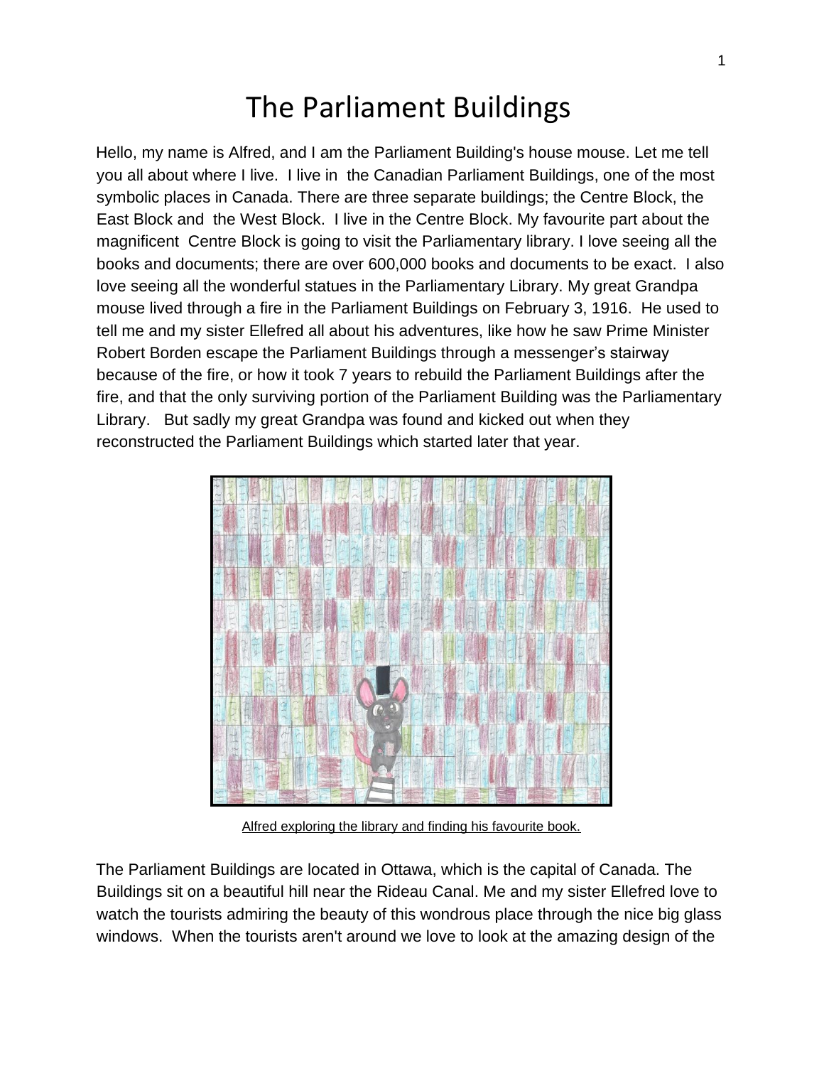# The Parliament Buildings

Hello, my name is Alfred, and I am the Parliament Building's house mouse. Let me tell you all about where I live. I live in the Canadian Parliament Buildings, one of the most symbolic places in Canada. There are three separate buildings; the Centre Block, the East Block and the West Block. I live in the Centre Block. My favourite part about the magnificent Centre Block is going to visit the Parliamentary library. I love seeing all the books and documents; there are over 600,000 books and documents to be exact. I also love seeing all the wonderful statues in the Parliamentary Library. My great Grandpa mouse lived through a fire in the Parliament Buildings on February 3, 1916. He used to tell me and my sister Ellefred all about his adventures, like how he saw Prime Minister Robert Borden escape the Parliament Buildings through a messenger's stairway because of the fire, or how it took 7 years to rebuild the Parliament Buildings after the fire, and that the only surviving portion of the Parliament Building was the Parliamentary Library. But sadly my great Grandpa was found and kicked out when they reconstructed the Parliament Buildings which started later that year.

Alfred exploring the library and finding his favourite book.

The Parliament Buildings are located in Ottawa, which is the capital of Canada. The Buildings sit on a beautiful hill near the Rideau Canal. Me and my sister Ellefred love to watch the tourists admiring the beauty of this wondrous place through the nice big glass windows. When the tourists aren't around we love to look at the amazing design of the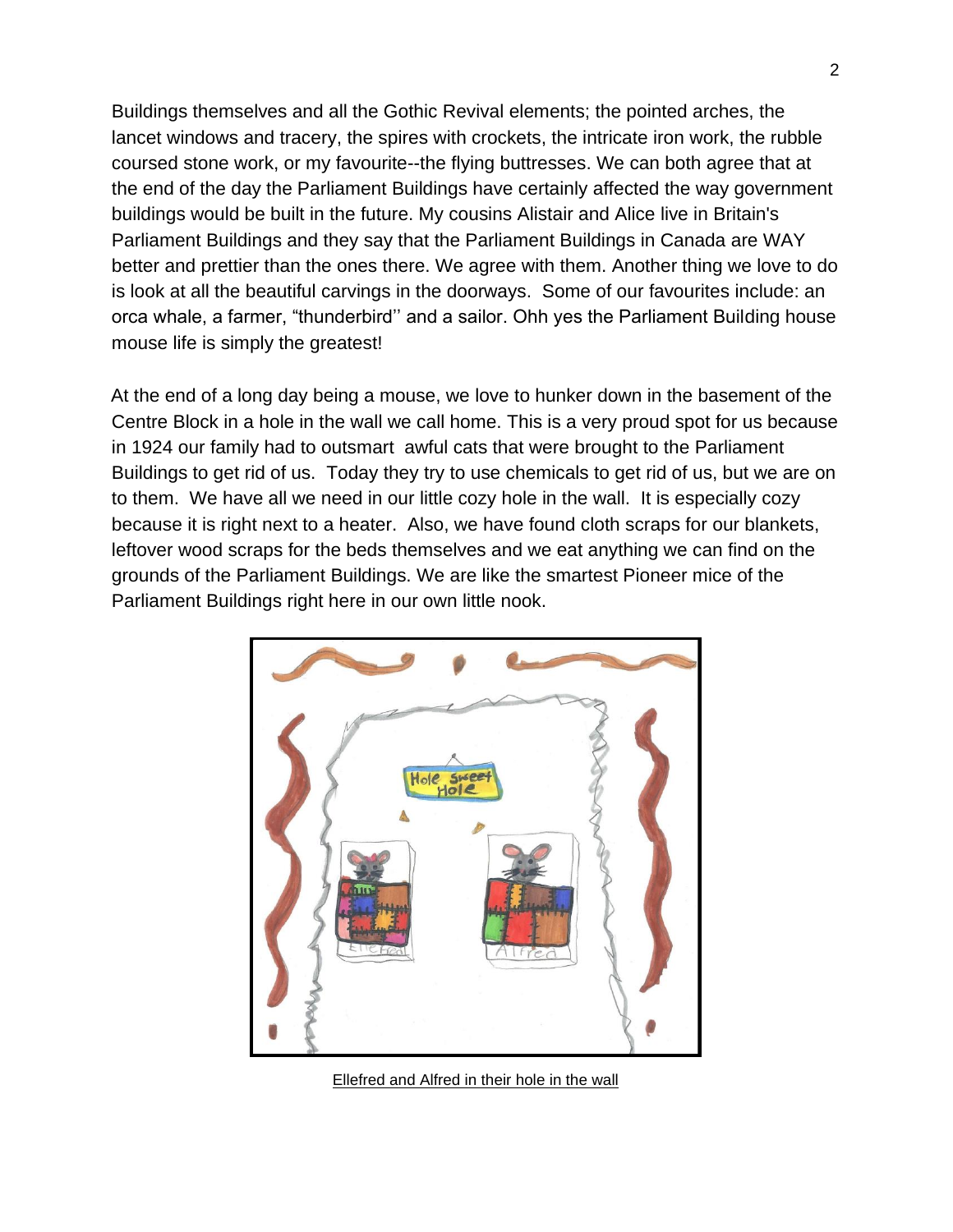Buildings themselves and all the Gothic Revival elements; the pointed arches, the lancet windows and tracery, the spires with crockets, the intricate iron work, the rubble coursed stone work, or my favourite--the flying buttresses. We can both agree that at the end of the day the Parliament Buildings have certainly affected the way government buildings would be built in the future. My cousins Alistair and Alice live in Britain's Parliament Buildings and they say that the Parliament Buildings in Canada are WAY better and prettier than the ones there. We agree with them. Another thing we love to do is look at all the beautiful carvings in the doorways. Some of our favourites include: an orca whale, a farmer, "thunderbird'' and a sailor. Ohh yes the Parliament Building house mouse life is simply the greatest!

At the end of a long day being a mouse, we love to hunker down in the basement of the Centre Block in a hole in the wall we call home. This is a very proud spot for us because in 1924 our family had to outsmart awful cats that were brought to the Parliament Buildings to get rid of us. Today they try to use chemicals to get rid of us, but we are on to them. We have all we need in our little cozy hole in the wall. It is especially cozy because it is right next to a heater. Also, we have found cloth scraps for our blankets, leftover wood scraps for the beds themselves and we eat anything we can find on the grounds of the Parliament Buildings. We are like the smartest Pioneer mice of the Parliament Buildings right here in our own little nook.

Ellefred and Alfred in their hole in the wall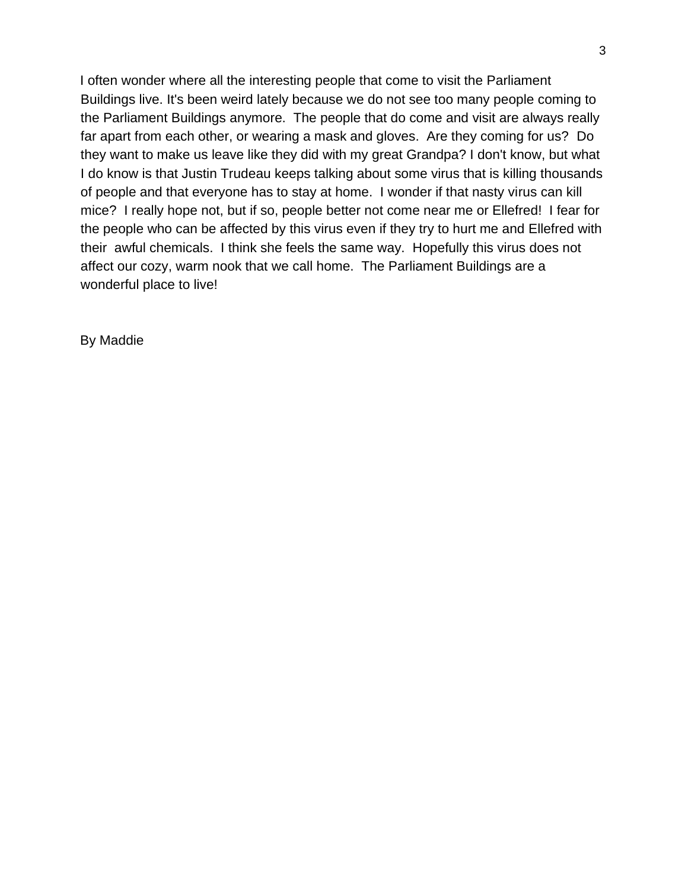I often wonder where all the interesting people that come to visit the Parliament Buildings live. It's been weird lately because we do not see too many people coming to the Parliament Buildings anymore. The people that do come and visit are always really far apart from each other, or wearing a mask and gloves. Are they coming for us? Do they want to make us leave like they did with my great Grandpa? I don't know, but what I do know is that Justin Trudeau keeps talking about some virus that is killing thousands of people and that everyone has to stay at home. I wonder if that nasty virus can kill mice? I really hope not, but if so, people better not come near me or Ellefred! I fear for the people who can be affected by this virus even if they try to hurt me and Ellefred with their awful chemicals. I think she feels the same way. Hopefully this virus does not affect our cozy, warm nook that we call home. The Parliament Buildings are a wonderful place to live!

By Maddie